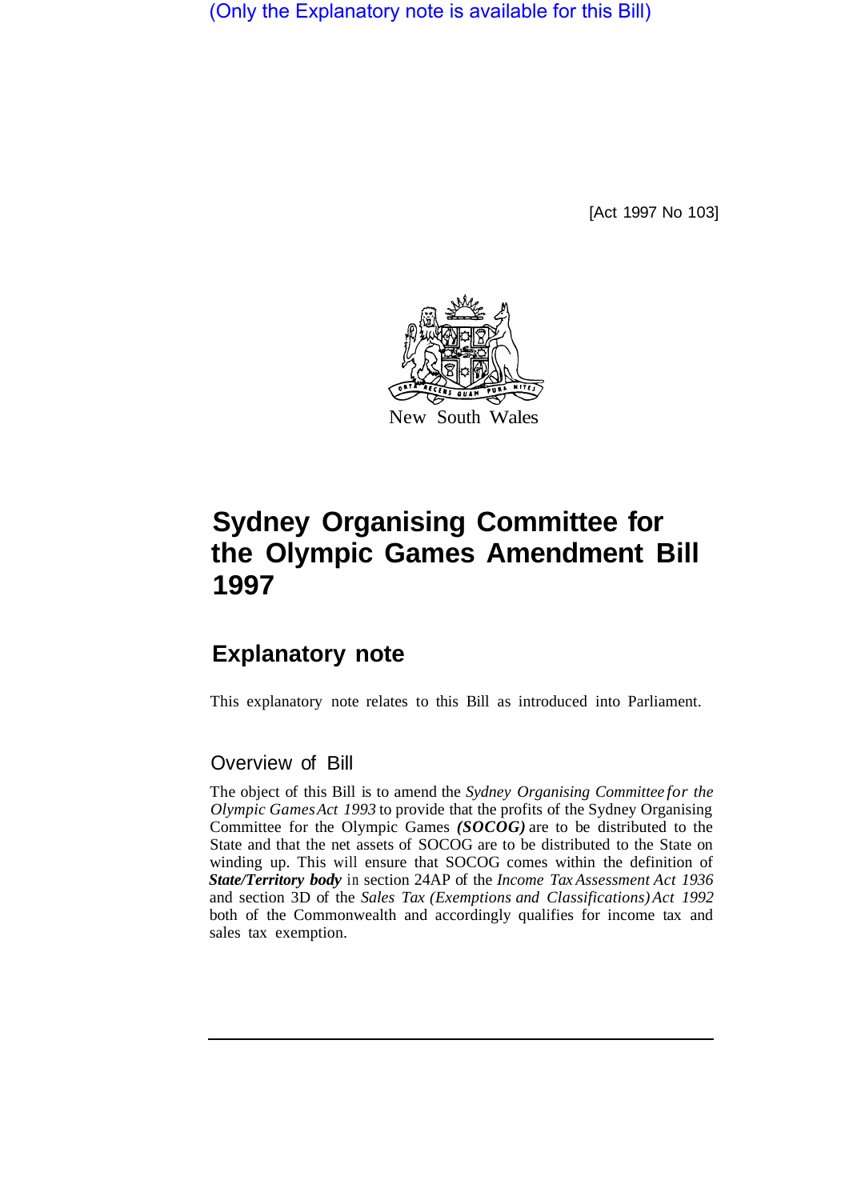(Only the Explanatory note is available for this Bill)

[Act 1997 No 103]

New South Wales

# Sydney Organising Committee for the Olympic Games Amendment Bill 1997

## Explanatory note

This explanatory note relates to this Bill as introduced into Parliament.

### Overview of Bill

The object of this Bill is to amend the *Sydney Organising Committee for the Olympic Games Act 1993* to provide that the profits of the Sydney Organising Committee for the Olympic Games ***(SOCOG)*** are to be distributed to the State and that the net assets of SOCOG are to be distributed to the State on winding up. This will ensure that SOCOG comes within the definition of ***State/Territory body*** in section 24AP of the *Income Tax Assessment Act 1936* and section 3D of the *Sales Tax (Exemptions and Classifications) Act 1992* both of the Commonwealth and accordingly qualifies for income tax and sales tax exemption.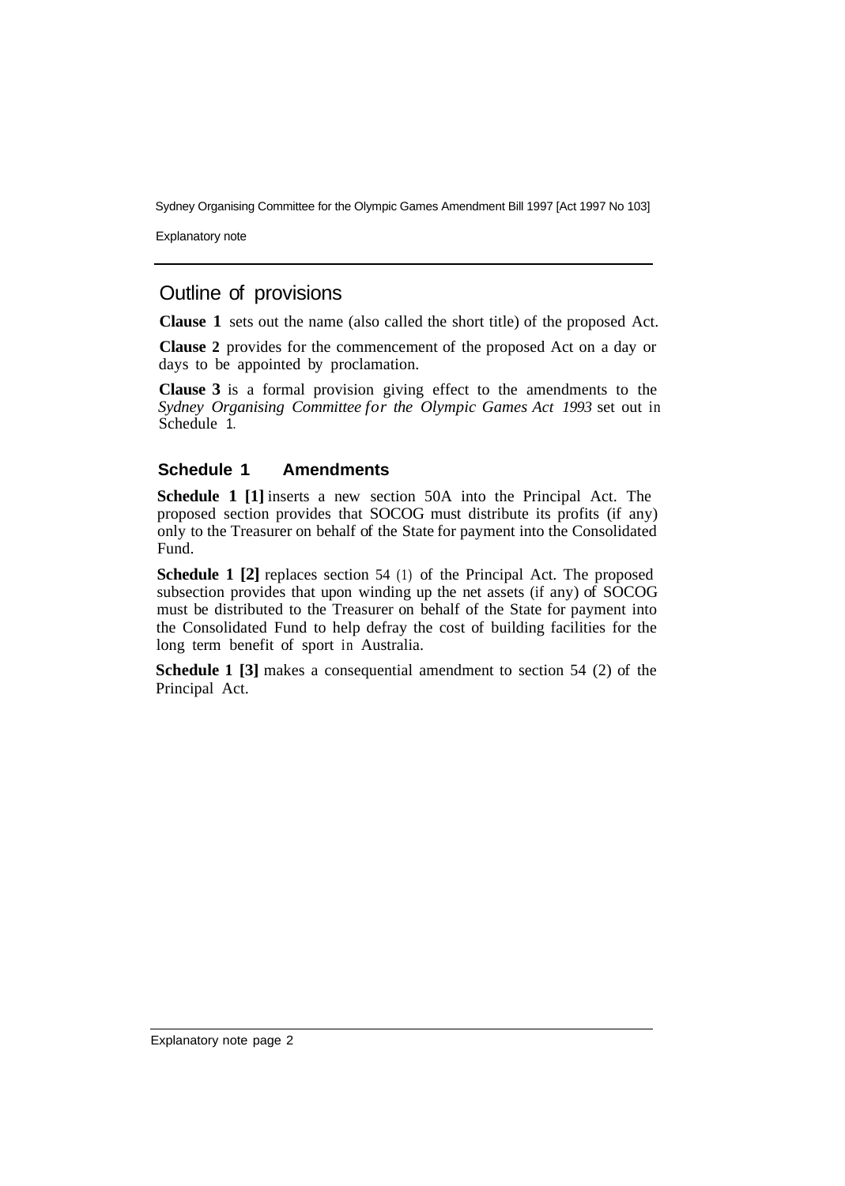## Outline of provisions

**Clause 1** sets out the name (also called the short title) of the proposed Act.

**Clause 2** provides for the commencement of the proposed Act on a day or days to be appointed by proclamation.

**Clause 3** is a formal provision giving effect to the amendments to the *Sydney Organising Committee for the Olympic Games Act 1993* set out in Schedule 1.

### Schedule 1 Amendments

**Schedule 1 [1]** inserts a new section 50A into the Principal Act. The proposed section provides that SOCOG must distribute its profits (if any) only to the Treasurer on behalf of the State for payment into the Consolidated Fund.

**Schedule 1 [2]** replaces section 54 (1) of the Principal Act. The proposed subsection provides that upon winding up the net assets (if any) of SOCOG must be distributed to the Treasurer on behalf of the State for payment into the Consolidated Fund to help defray the cost of building facilities for the long term benefit of sport in Australia.

**Schedule 1 [3]** makes a consequential amendment to section 54 (2) of the Principal Act.